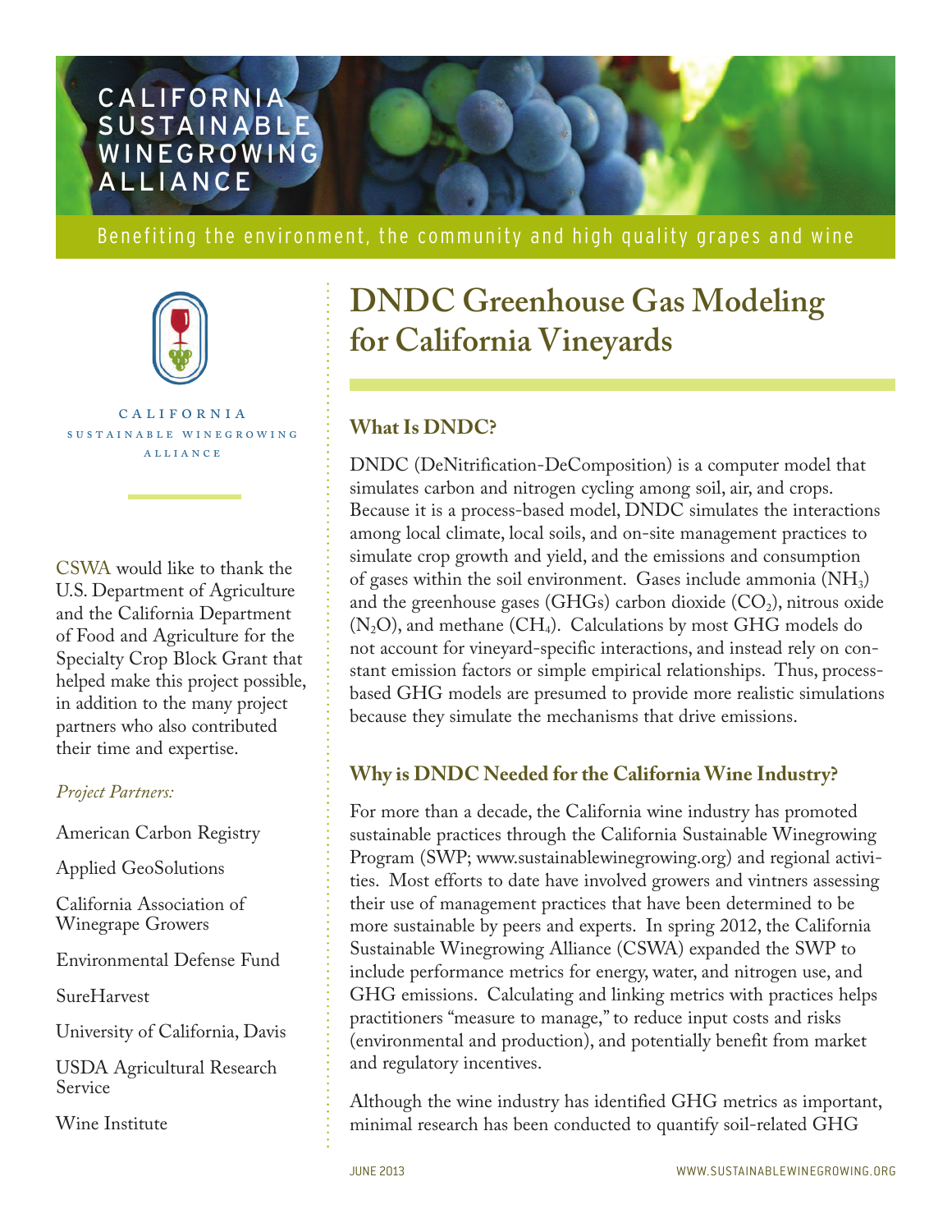CALIFORNIA SUSTAINABLE WINEGROWING ALLIANCE

Benefiting the environment, the community and high quality grapes and wine

# DNDC Greenhouse Gas Modeling for California Vineyards

CALIFORNIA SUSTAINABLE WINEGROWING ALLIANCE

CSWA would like to thank the U.S. Department of Agriculture and the California Department of Food and Agriculture for the Specialty Crop Block Grant that helped make this project possible, in addition to the many project partners who also contributed their time and expertise.

*Project Partners:*

American Carbon Registry

Applied GeoSolutions

California Association of Winegrape Growers

Environmental Defense Fund

SureHarvest

University of California, Davis

USDA Agricultural Research Service

Wine Institute

## What Is DNDC?

DNDC (DeNitrification-DeComposition) is a computer model that simulates carbon and nitrogen cycling among soil, air, and crops. Because it is a process-based model, DNDC simulates the interactions among local climate, local soils, and on-site management practices to simulate crop growth and yield, and the emissions and consumption of gases within the soil environment. Gases include ammonia ($NH_3$) and the greenhouse gases (GHGs) carbon dioxide ($CO_2$), nitrous oxide ($N_2O$), and methane ($CH_4$). Calculations by most GHG models do not account for vineyard-specific interactions, and instead rely on constant emission factors or simple empirical relationships. Thus, process-based GHG models are presumed to provide more realistic simulations because they simulate the mechanisms that drive emissions.

## Why is DNDC Needed for the California Wine Industry?

For more than a decade, the California wine industry has promoted sustainable practices through the California Sustainable Winegrowing Program (SWP; www.sustainablewinegrowing.org) and regional activities. Most efforts to date have involved growers and vintners assessing their use of management practices that have been determined to be more sustainable by peers and experts. In spring 2012, the California Sustainable Winegrowing Alliance (CSWA) expanded the SWP to include performance metrics for energy, water, and nitrogen use, and GHG emissions. Calculating and linking metrics with practices helps practitioners "measure to manage," to reduce input costs and risks (environmental and production), and potentially benefit from market and regulatory incentives.

Although the wine industry has identified GHG metrics as important, minimal research has been conducted to quantify soil-related GHG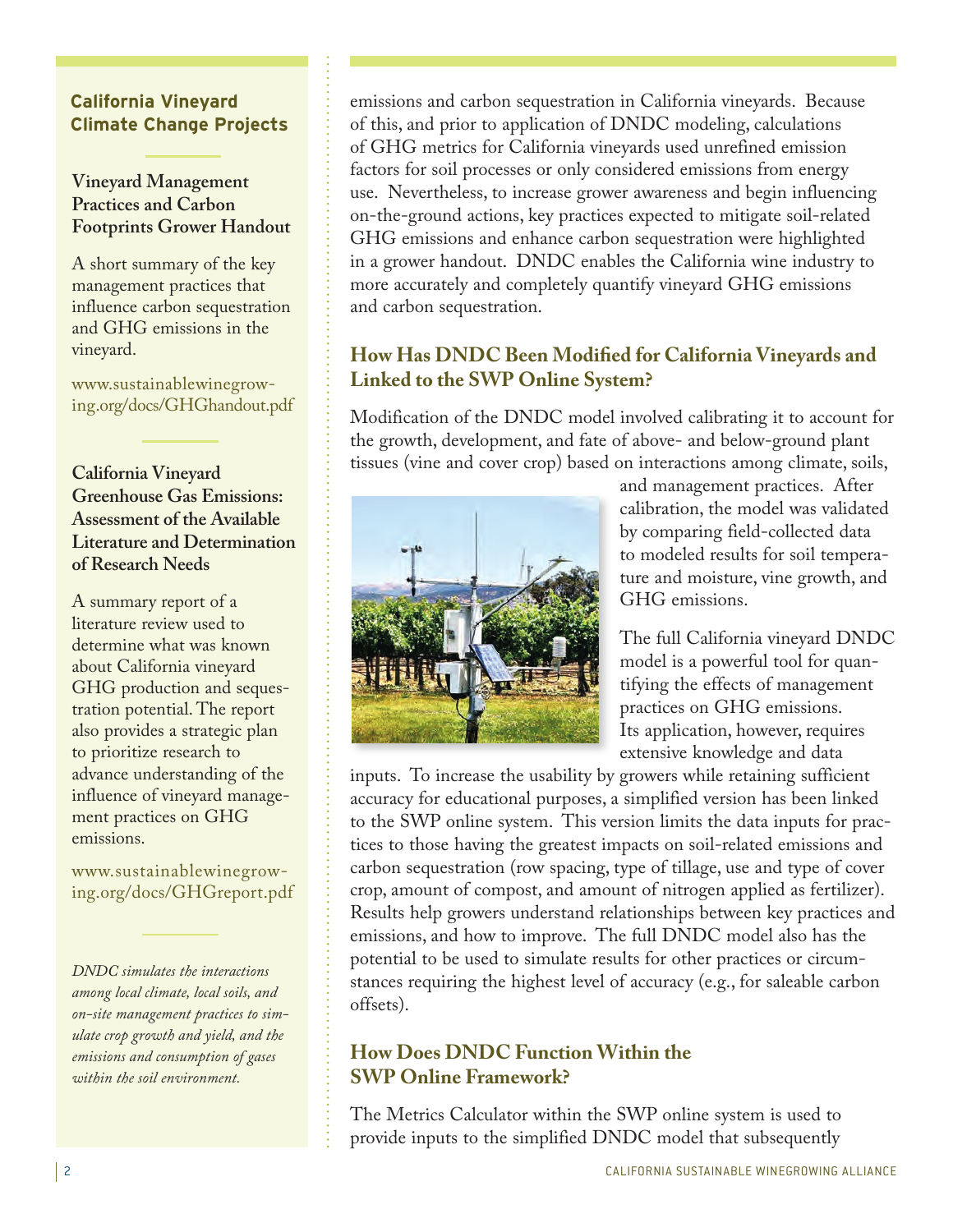emissions and carbon sequestration in California vineyards. Because of this, and prior to application of DNDC modeling, calculations of GHG metrics for California vineyards used unrefined emission factors for soil processes or only considered emissions from energy use. Nevertheless, to increase grower awareness and begin influencing on-the-ground actions, key practices expected to mitigate soil-related GHG emissions and enhance carbon sequestration were highlighted in a grower handout. DNDC enables the California wine industry to more accurately and completely quantify vineyard GHG emissions and carbon sequestration.

## How Has DNDC Been Modified for California Vineyards and Linked to the SWP Online System?

Modification of the DNDC model involved calibrating it to account for the growth, development, and fate of above- and below-ground plant tissues (vine and cover crop) based on interactions among climate, soils, and management practices. After calibration, the model was validated by comparing field-collected data to modeled results for soil temperature and moisture, vine growth, and GHG emissions.

The full California vineyard DNDC model is a powerful tool for quantifying the effects of management practices on GHG emissions. Its application, however, requires extensive knowledge and data inputs. To increase the usability by growers while retaining sufficient accuracy for educational purposes, a simplified version has been linked to the SWP online system. This version limits the data inputs for practices to those having the greatest impacts on soil-related emissions and carbon sequestration (row spacing, type of tillage, use and type of cover crop, amount of compost, and amount of nitrogen applied as fertilizer). Results help growers understand relationships between key practices and emissions, and how to improve. The full DNDC model also has the potential to be used to simulate results for other practices or circumstances requiring the highest level of accuracy (e.g., for saleable carbon offsets).

## How Does DNDC Function Within the SWP Online Framework?

The Metrics Calculator within the SWP online system is used to provide inputs to the simplified DNDC model that subsequently

---

**California Vineyard Climate Change Projects**

**Vineyard Management Practices and Carbon Footprints Grower Handout**

A short summary of the key management practices that influence carbon sequestration and GHG emissions in the vineyard.

www.sustainablewinegrowing.org/docs/GHGhandout.pdf

**California Vineyard Greenhouse Gas Emissions: Assessment of the Available Literature and Determination of Research Needs**

A summary report of a literature review used to determine what was known about California vineyard GHG production and sequestration potential. The report also provides a strategic plan to prioritize research to advance understanding of the influence of vineyard management practices on GHG emissions.

www.sustainablewinegrowing.org/docs/GHGreport.pdf

*DNDC simulates the interactions among local climate, local soils, and on-site management practices to simulate crop growth and yield, and the emissions and consumption of gases within the soil environment.*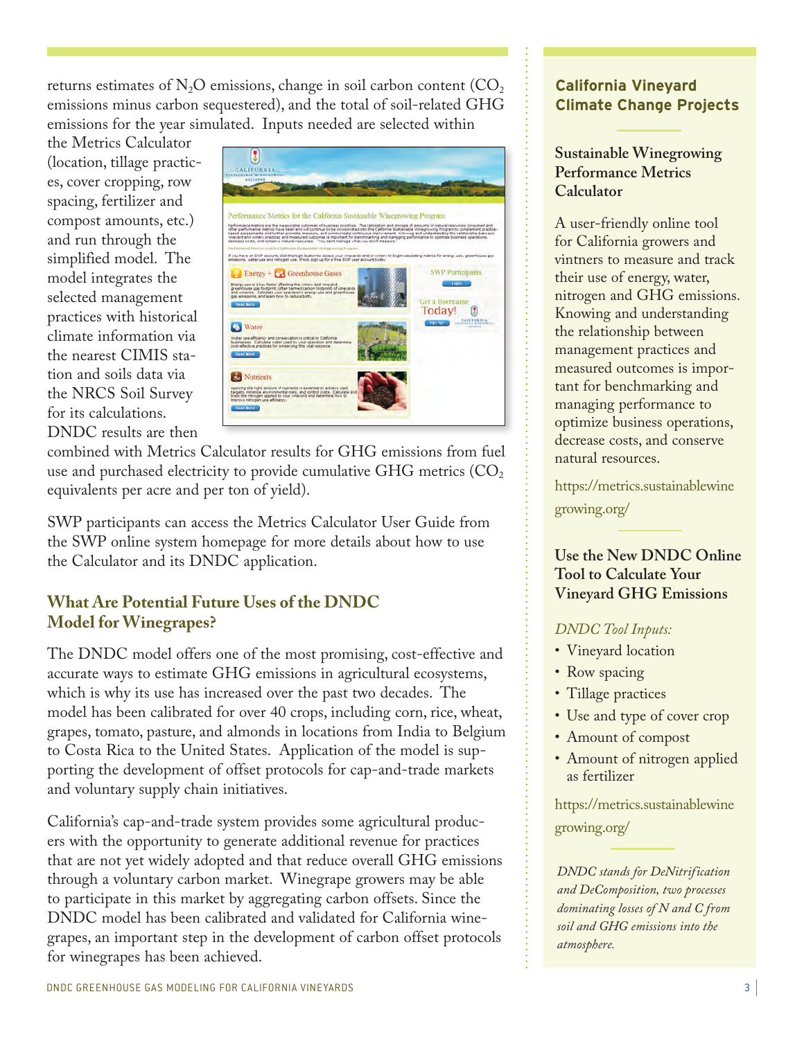returns estimates of $N_2O$ emissions, change in soil carbon content ($CO_2$ emissions minus carbon sequestered), and the total of soil-related GHG emissions for the year simulated. Inputs needed are selected within the Metrics Calculator (location, tillage practices, cover cropping, row spacing, fertilizer and compost amounts, etc.) and run through the simplified model. The model integrates the selected management practices with historical climate information via the nearest CIMIS station and soils data via the NRCS Soil Survey for its calculations. DNDC results are then combined with Metrics Calculator results for GHG emissions from fuel use and purchased electricity to provide cumulative GHG metrics ($CO_2$ equivalents per acre and per ton of yield).

SWP participants can access the Metrics Calculator User Guide from the SWP online system homepage for more details about how to use the Calculator and its DNDC application.

## What Are Potential Future Uses of the DNDC Model for Winegrapes?

The DNDC model offers one of the most promising, cost-effective and accurate ways to estimate GHG emissions in agricultural ecosystems, which is why its use has increased over the past two decades. The model has been calibrated for over 40 crops, including corn, rice, wheat, grapes, tomato, pasture, and almonds in locations from India to Belgium to Costa Rica to the United States. Application of the model is supporting the development of offset protocols for cap-and-trade markets and voluntary supply chain initiatives.

California's cap-and-trade system provides some agricultural producers with the opportunity to generate additional revenue for practices that are not yet widely adopted and that reduce overall GHG emissions through a voluntary carbon market. Winegrape growers may be able to participate in this market by aggregating carbon offsets. Since the DNDC model has been calibrated and validated for California winegrapes, an important step in the development of carbon offset protocols for winegrapes has been achieved.

## California Vineyard Climate Change Projects

### Sustainable Winegrowing Performance Metrics Calculator

A user-friendly online tool for California growers and vintners to measure and track their use of energy, water, nitrogen and GHG emissions. Knowing and understanding the relationship between management practices and measured outcomes is important for benchmarking and managing performance to optimize business operations, decrease costs, and conserve natural resources.

https://metrics.sustainablewinegrowing.org/

### Use the New DNDC Online Tool to Calculate Your Vineyard GHG Emissions

*DNDC Tool Inputs:*

- Vineyard location
- Row spacing
- Tillage practices
- Use and type of cover crop
- Amount of compost
- Amount of nitrogen applied as fertilizer

https://metrics.sustainablewinegrowing.org/

*DNDC stands for DeNitrification and DeComposition, two processes dominating losses of N and C from soil and GHG emissions into the atmosphere.*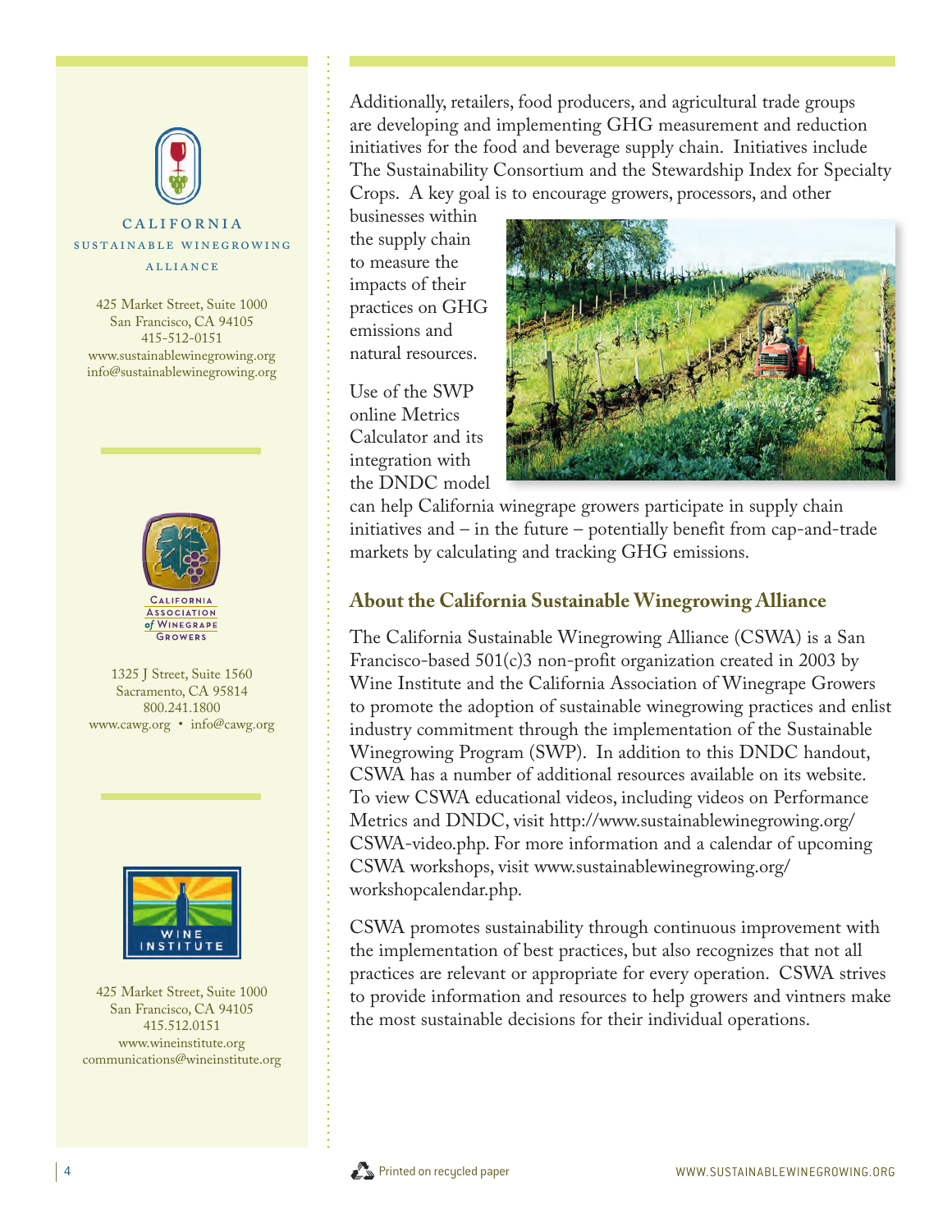Additionally, retailers, food producers, and agricultural trade groups are developing and implementing GHG measurement and reduction initiatives for the food and beverage supply chain. Initiatives include The Sustainability Consortium and the Stewardship Index for Specialty Crops. A key goal is to encourage growers, processors, and other businesses within the supply chain to measure the impacts of their practices on GHG emissions and natural resources.

Use of the SWP online Metrics Calculator and its integration with the DNDC model can help California winegrape growers participate in supply chain initiatives and – in the future – potentially benefit from cap-and-trade markets by calculating and tracking GHG emissions.

## About the California Sustainable Winegrowing Alliance

The California Sustainable Winegrowing Alliance (CSWA) is a San Francisco-based 501(c)3 non-profit organization created in 2003 by Wine Institute and the California Association of Winegrape Growers to promote the adoption of sustainable winegrowing practices and enlist industry commitment through the implementation of the Sustainable Winegrowing Program (SWP). In addition to this DNDC handout, CSWA has a number of additional resources available on its website. To view CSWA educational videos, including videos on Performance Metrics and DNDC, visit http://www.sustainablewinegrowing.org/CSWA-video.php. For more information and a calendar of upcoming CSWA workshops, visit www.sustainablewinegrowing.org/workshopcalendar.php.

CSWA promotes sustainability through continuous improvement with the implementation of best practices, but also recognizes that not all practices are relevant or appropriate for every operation. CSWA strives to provide information and resources to help growers and vintners make the most sustainable decisions for their individual operations.

CALIFORNIA SUSTAINABLE WINEGROWING ALLIANCE

425 Market Street, Suite 1000
San Francisco, CA 94105
415-512-0151
www.sustainablewinegrowing.org
info@sustainablewinegrowing.org

CALIFORNIA ASSOCIATION of WINEGRAPE GROWERS

1325 J Street, Suite 1560
Sacramento, CA 95814
800.241.1800
www.cawg.org • info@cawg.org

WINE INSTITUTE

425 Market Street, Suite 1000
San Francisco, CA 94105
415.512.0151
www.wineinstitute.org
communications@wineinstitute.org

Printed on recycled paper